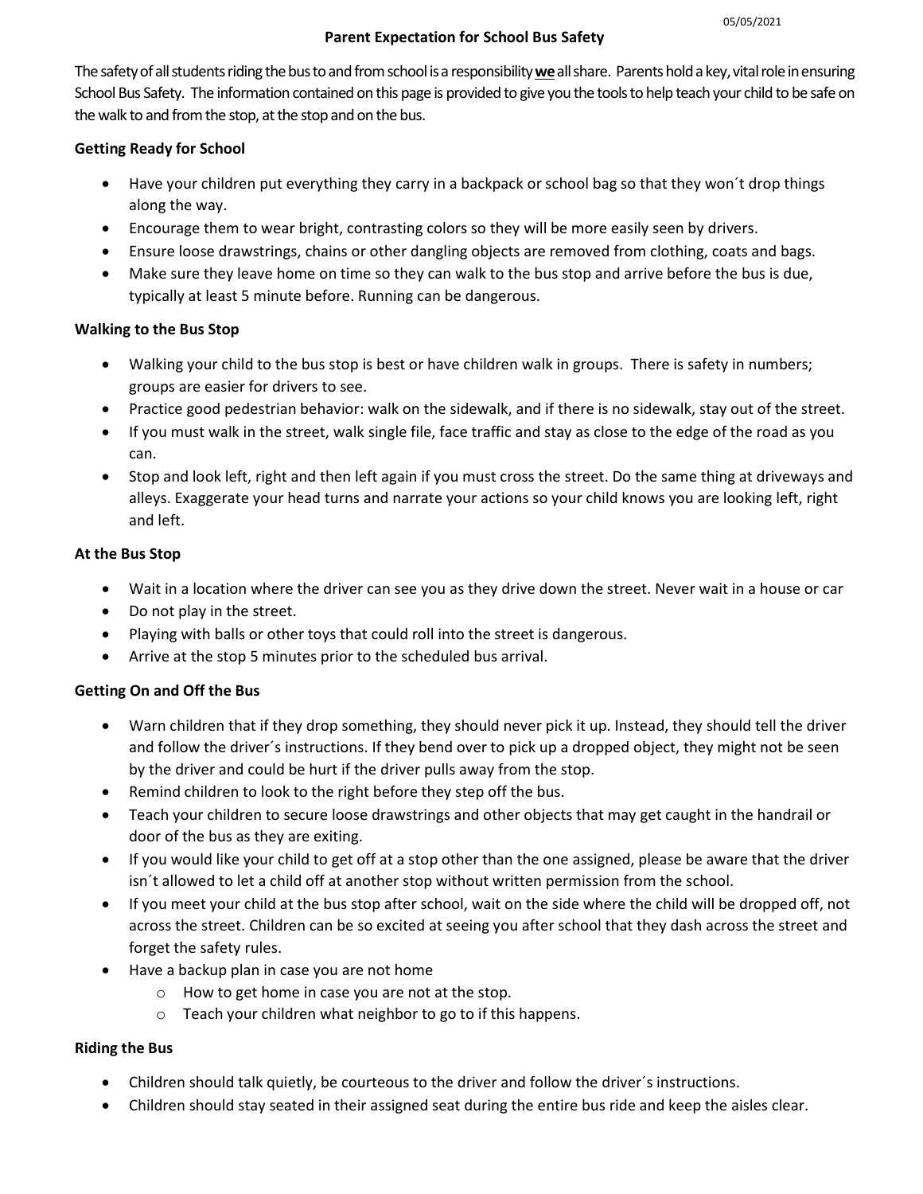05/05/2021

# Parent Expectation for School Bus Safety

The safety of all students riding the bus to and from school is a responsibility **we** all share. Parents hold a key, vital role in ensuring School Bus Safety. The information contained on this page is provided to give you the tools to help teach your child to be safe on the walk to and from the stop, at the stop and on the bus.

## Getting Ready for School

- Have your children put everything they carry in a backpack or school bag so that they won´t drop things along the way.
- Encourage them to wear bright, contrasting colors so they will be more easily seen by drivers.
- Ensure loose drawstrings, chains or other dangling objects are removed from clothing, coats and bags.
- Make sure they leave home on time so they can walk to the bus stop and arrive before the bus is due, typically at least 5 minute before. Running can be dangerous.

## Walking to the Bus Stop

- Walking your child to the bus stop is best or have children walk in groups. There is safety in numbers; groups are easier for drivers to see.
- Practice good pedestrian behavior: walk on the sidewalk, and if there is no sidewalk, stay out of the street.
- If you must walk in the street, walk single file, face traffic and stay as close to the edge of the road as you can.
- Stop and look left, right and then left again if you must cross the street. Do the same thing at driveways and alleys. Exaggerate your head turns and narrate your actions so your child knows you are looking left, right and left.

## At the Bus Stop

- Wait in a location where the driver can see you as they drive down the street. Never wait in a house or car
- Do not play in the street.
- Playing with balls or other toys that could roll into the street is dangerous.
- Arrive at the stop 5 minutes prior to the scheduled bus arrival.

## Getting On and Off the Bus

- Warn children that if they drop something, they should never pick it up. Instead, they should tell the driver and follow the driver´s instructions. If they bend over to pick up a dropped object, they might not be seen by the driver and could be hurt if the driver pulls away from the stop.
- Remind children to look to the right before they step off the bus.
- Teach your children to secure loose drawstrings and other objects that may get caught in the handrail or door of the bus as they are exiting.
- If you would like your child to get off at a stop other than the one assigned, please be aware that the driver isn´t allowed to let a child off at another stop without written permission from the school.
- If you meet your child at the bus stop after school, wait on the side where the child will be dropped off, not across the street. Children can be so excited at seeing you after school that they dash across the street and forget the safety rules.
- Have a backup plan in case you are not home
  - How to get home in case you are not at the stop.
  - Teach your children what neighbor to go to if this happens.

## Riding the Bus

- Children should talk quietly, be courteous to the driver and follow the driver´s instructions.
- Children should stay seated in their assigned seat during the entire bus ride and keep the aisles clear.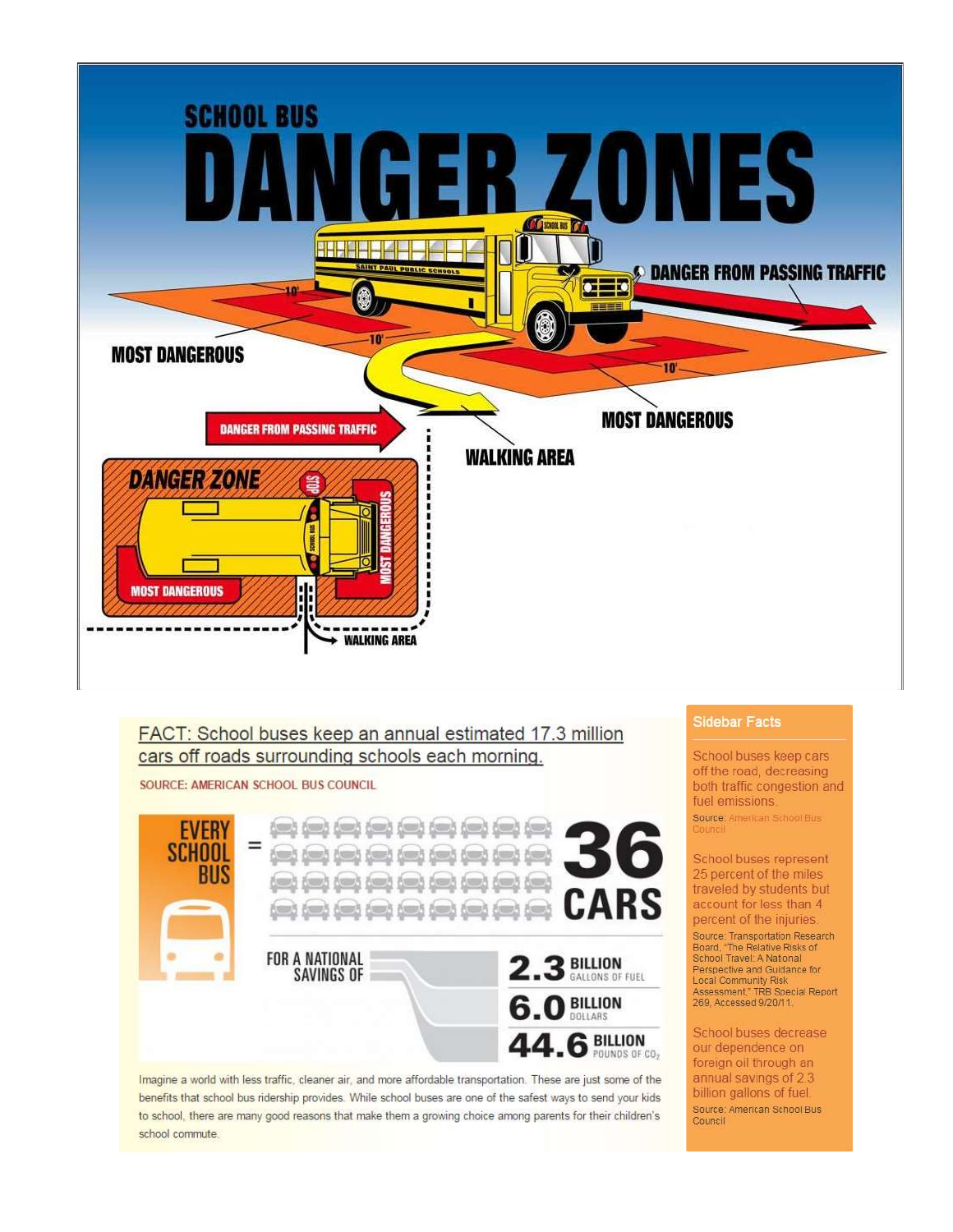# SCHOOL BUS DANGER ZONES

DANGER FROM PASSING TRAFFIC

10'

10'

10'

MOST DANGEROUS

MOST DANGEROUS

WALKING AREA

DANGER FROM PASSING TRAFFIC

DANGER ZONE

STOP

SCHOOL BUS

MOST DANGEROUS

MOST DANGEROUS

WALKING AREA

FACT: School buses keep an annual estimated 17.3 million cars off roads surrounding schools each morning.

SOURCE: AMERICAN SCHOOL BUS COUNCIL

EVERY SCHOOL BUS = 36 CARS

FOR A NATIONAL SAVINGS OF

2.3 BILLION GALLONS OF FUEL

6.0 BILLION DOLLARS

44.6 BILLION POUNDS OF $CO_2$

Imagine a world with less traffic, cleaner air, and more affordable transportation. These are just some of the benefits that school bus ridership provides. While school buses are one of the safest ways to send your kids to school, there are many good reasons that make them a growing choice among parents for their children's school commute.

## Sidebar Facts

School buses keep cars off the road, decreasing both traffic congestion and fuel emissions.

Source: American School Bus Council

School buses represent 25 percent of the miles traveled by students but account for less than 4 percent of the injuries.

Source: Transportation Research Board, "The Relative Risks of School Travel: A National Perspective and Guidance for Local Community Risk Assessment," TRB Special Report 269, Accessed 9/20/11.

School buses decrease our dependence on foreign oil through an annual savings of 2.3 billion gallons of fuel.

Source: American School Bus Council